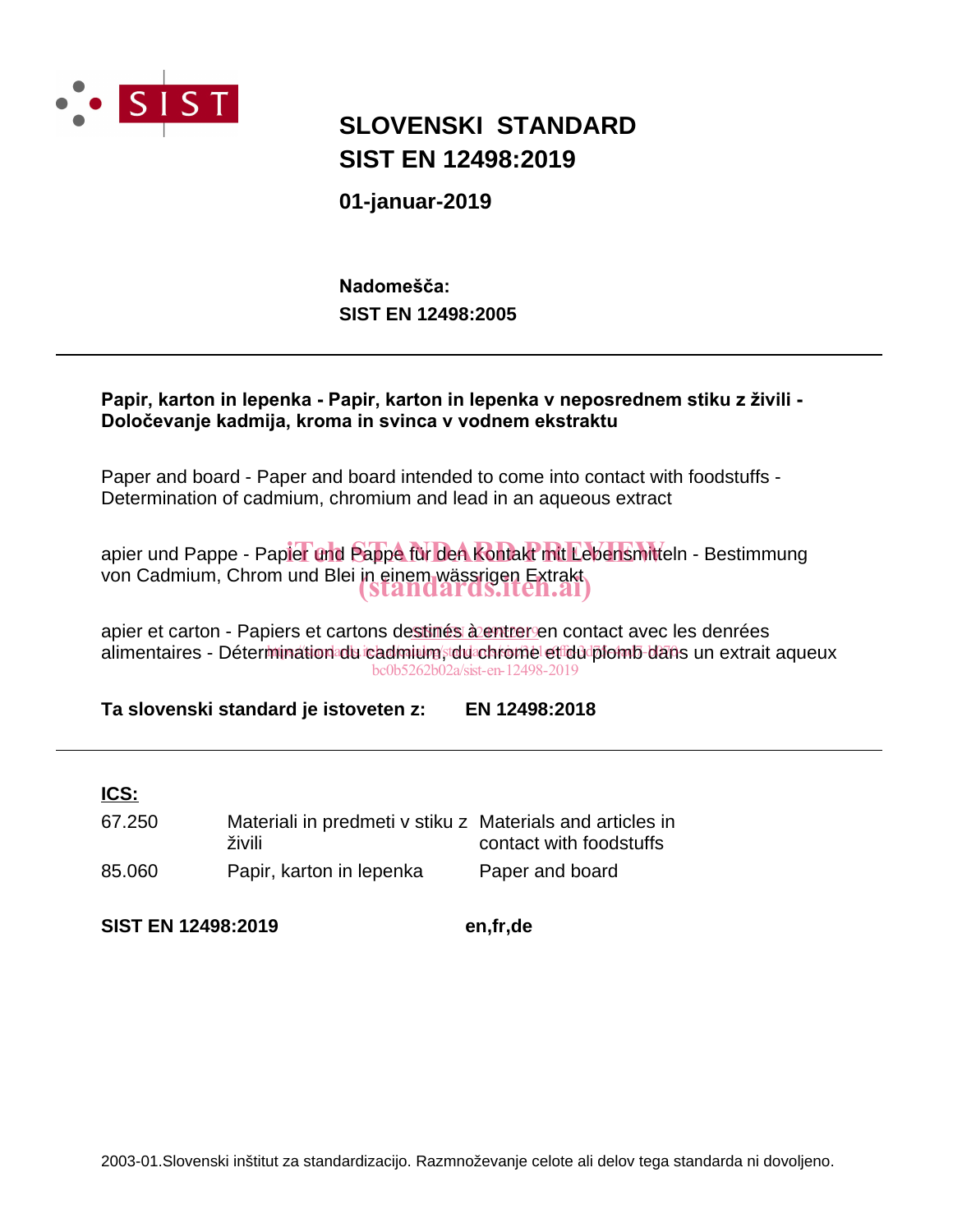SIST

# SLOVENSKI STANDARD
# SIST EN 12498:2019

**01-januar-2019**

**Nadomešča:**
**SIST EN 12498:2005**

---

**Papir, karton in lepenka - Papir, karton in lepenka v neposrednem stiku z živili - Določevanje kadmija, kroma in svinca v vodnem ekstraktu**

Paper and board - Paper and board intended to come into contact with foodstuffs - Determination of cadmium, chromium and lead in an aqueous extract

apier und Pappe - Papier und Pappe für den Kontakt mit Lebensmitteln - Bestimmung von Cadmium, Chrom und Blei in einem wässrigen Extrakt

apier et carton - Papiers et cartons destinés à entrer en contact avec les denrées alimentaires - Détermination du cadmium, du chrome et du plomb dans un extrait aqueux

**Ta slovenski standard je istoveten z: EN 12498:2018**

---

**ICS:**

| | | |
|---|---|---|
| 67.250 | Materiali in predmeti v stiku z živili | Materials and articles in contact with foodstuffs |
| 85.060 | Papir, karton in lepenka | Paper and board |

**SIST EN 12498:2019** **en,fr,de**

2003-01.Slovenski inštitut za standardizacijo. Razmnoževanje celote ali delov tega standarda ni dovoljeno.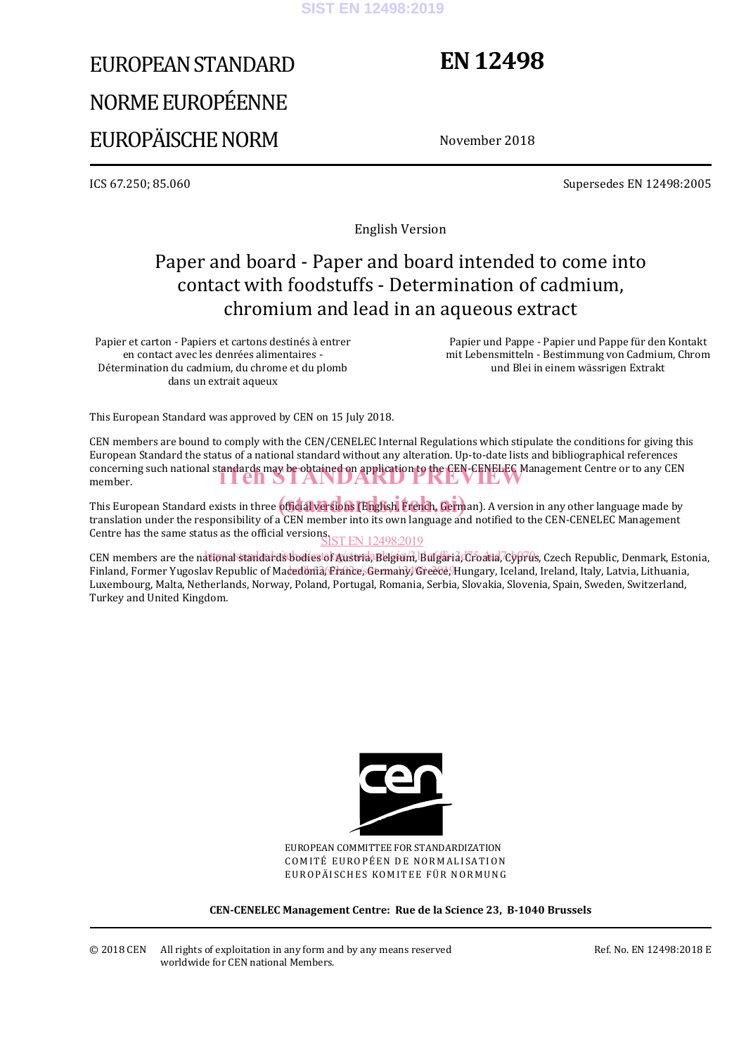# EUROPEAN STANDARD

# NORME EUROPÉENNE

# EUROPÄISCHE NORM

**EN 12498**

November 2018

ICS 67.250; 85.060

Supersedes EN 12498:2005

English Version

## Paper and board - Paper and board intended to come into contact with foodstuffs - Determination of cadmium, chromium and lead in an aqueous extract

Papier et carton - Papiers et cartons destinés à entrer en contact avec les denrées alimentaires - Détermination du cadmium, du chrome et du plomb dans un extrait aqueux

Papier und Pappe - Papier und Pappe für den Kontakt mit Lebensmitteln - Bestimmung von Cadmium, Chrom und Blei in einem wässrigen Extrakt

This European Standard was approved by CEN on 15 July 2018.

CEN members are bound to comply with the CEN/CENELEC Internal Regulations which stipulate the conditions for giving this European Standard the status of a national standard without any alteration. Up-to-date lists and bibliographical references concerning such national standards may be obtained on application to the CEN-CENELEC Management Centre or to any CEN member.

This European Standard exists in three official versions (English, French, German). A version in any other language made by translation under the responsibility of a CEN member into its own language and notified to the CEN-CENELEC Management Centre has the same status as the official versions.

CEN members are the national standards bodies of Austria, Belgium, Bulgaria, Croatia, Cyprus, Czech Republic, Denmark, Estonia, Finland, Former Yugoslav Republic of Macedonia, France, Germany, Greece, Hungary, Iceland, Ireland, Italy, Latvia, Lithuania, Luxembourg, Malta, Netherlands, Norway, Poland, Portugal, Romania, Serbia, Slovakia, Slovenia, Spain, Sweden, Switzerland, Turkey and United Kingdom.

EUROPEAN COMMITTEE FOR STANDARDIZATION
COMITÉ EUROPÉEN DE NORMALISATION
EUROPÄISCHES KOMITEE FÜR NORMUNG

**CEN-CENELEC Management Centre: Rue de la Science 23, B-1040 Brussels**

© 2018 CEN All rights of exploitation in any form and by any means reserved worldwide for CEN national Members.

Ref. No. EN 12498:2018 E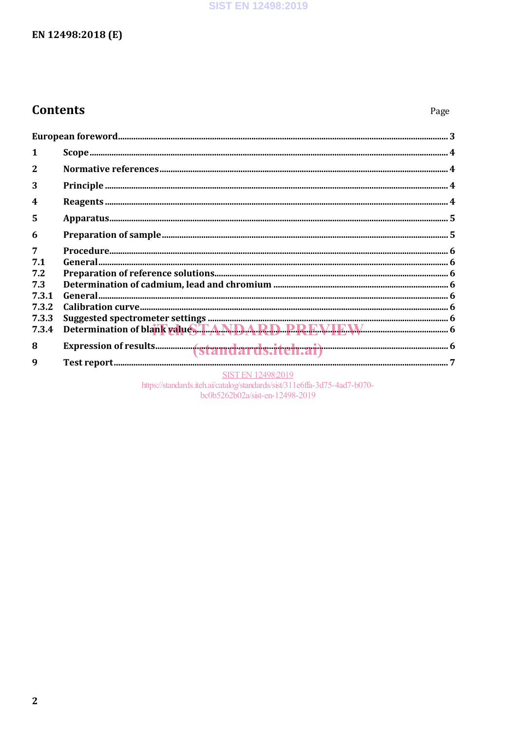# Contents

Page

European foreword ... 3

1 Scope ... 4

2 Normative references ... 4

3 Principle ... 4

4 Reagents ... 4

5 Apparatus ... 5

6 Preparation of sample ... 5

7 Procedure ... 6

7.1 General ... 6

7.2 Preparation of reference solutions ... 6

7.3 Determination of cadmium, lead and chromium ... 6

7.3.1 General ... 6

7.3.2 Calibration curve ... 6

7.3.3 Suggested spectrometer settings ... 6

7.3.4 Determination of blank value ... 6

8 Expression of results ... 6

9 Test report ... 7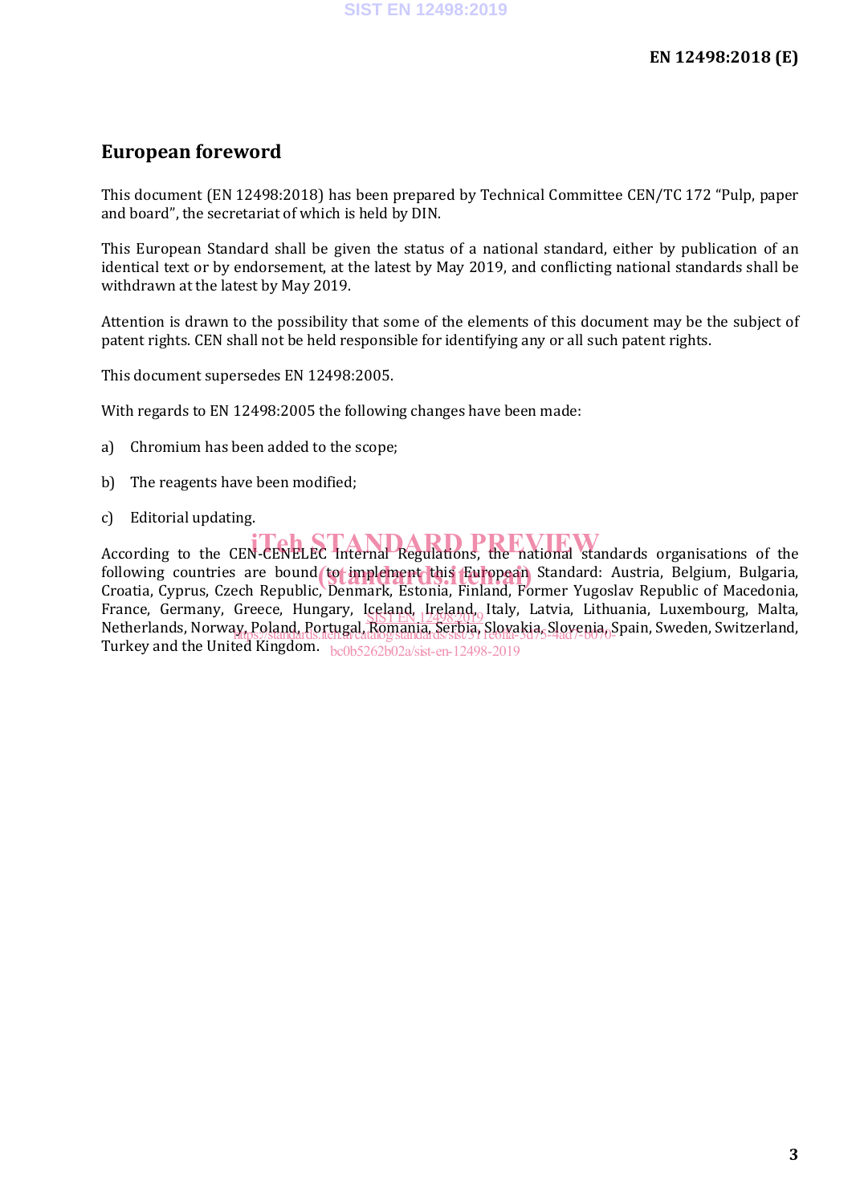## European foreword

This document (EN 12498:2018) has been prepared by Technical Committee CEN/TC 172 “Pulp, paper and board”, the secretariat of which is held by DIN.

This European Standard shall be given the status of a national standard, either by publication of an identical text or by endorsement, at the latest by May 2019, and conflicting national standards shall be withdrawn at the latest by May 2019.

Attention is drawn to the possibility that some of the elements of this document may be the subject of patent rights. CEN shall not be held responsible for identifying any or all such patent rights.

This document supersedes EN 12498:2005.

With regards to EN 12498:2005 the following changes have been made:

a) Chromium has been added to the scope;

b) The reagents have been modified;

c) Editorial updating.

According to the CEN-CENELEC Internal Regulations, the national standards organisations of the following countries are bound to implement this European Standard: Austria, Belgium, Bulgaria, Croatia, Cyprus, Czech Republic, Denmark, Estonia, Finland, Former Yugoslav Republic of Macedonia, France, Germany, Greece, Hungary, Iceland, Ireland, Italy, Latvia, Lithuania, Luxembourg, Malta, Netherlands, Norway, Poland, Portugal, Romania, Serbia, Slovakia, Slovenia, Spain, Sweden, Switzerland, Turkey and the United Kingdom.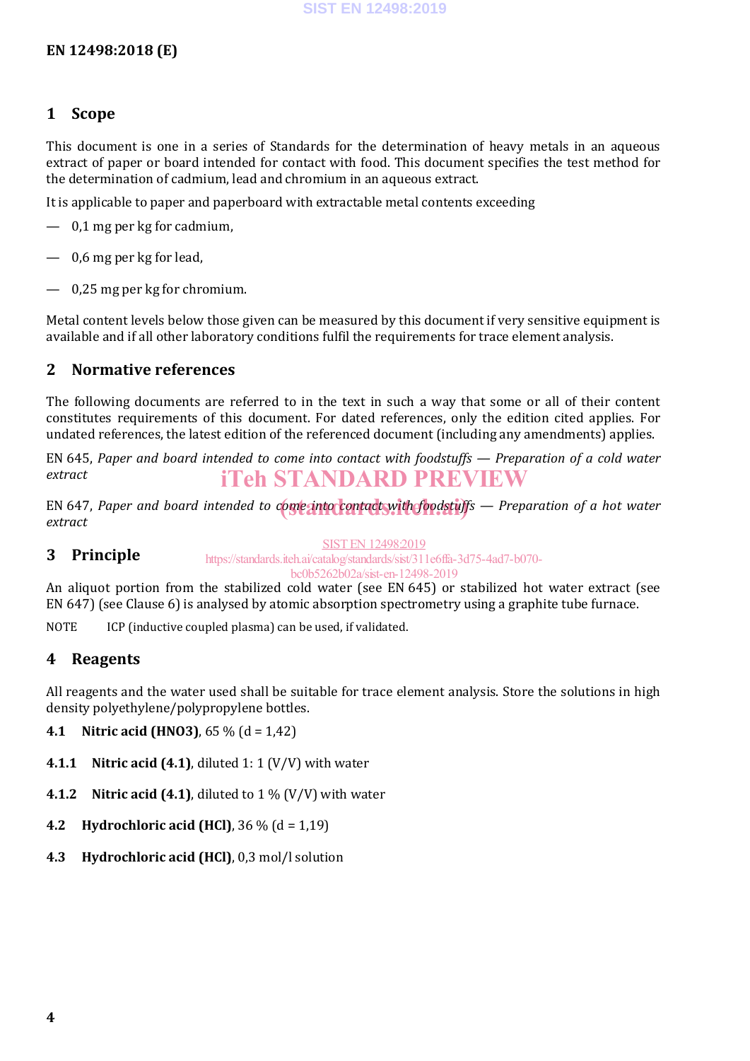## 1 Scope

This document is one in a series of Standards for the determination of heavy metals in an aqueous extract of paper or board intended for contact with food. This document specifies the test method for the determination of cadmium, lead and chromium in an aqueous extract.

It is applicable to paper and paperboard with extractable metal contents exceeding

- 0,1 mg per kg for cadmium,
- 0,6 mg per kg for lead,
- 0,25 mg per kg for chromium.

Metal content levels below those given can be measured by this document if very sensitive equipment is available and if all other laboratory conditions fulfil the requirements for trace element analysis.

## 2 Normative references

The following documents are referred to in the text in such a way that some or all of their content constitutes requirements of this document. For dated references, only the edition cited applies. For undated references, the latest edition of the referenced document (including any amendments) applies.

EN 645, *Paper and board intended to come into contact with foodstuffs — Preparation of a cold water extract*

EN 647, *Paper and board intended to come into contact with foodstuffs — Preparation of a hot water extract*

## 3 Principle

An aliquot portion from the stabilized cold water (see EN 645) or stabilized hot water extract (see EN 647) (see Clause 6) is analysed by atomic absorption spectrometry using a graphite tube furnace.

NOTE ICP (inductive coupled plasma) can be used, if validated.

## 4 Reagents

All reagents and the water used shall be suitable for trace element analysis. Store the solutions in high density polyethylene/polypropylene bottles.

**4.1 Nitric acid (HNO3)**, 65 % (d = 1,42)

**4.1.1 Nitric acid (4.1)**, diluted 1: 1 (V/V) with water

**4.1.2 Nitric acid (4.1)**, diluted to 1 % (V/V) with water

**4.2 Hydrochloric acid (HCl)**, 36 % (d = 1,19)

**4.3 Hydrochloric acid (HCl)**, 0,3 mol/l solution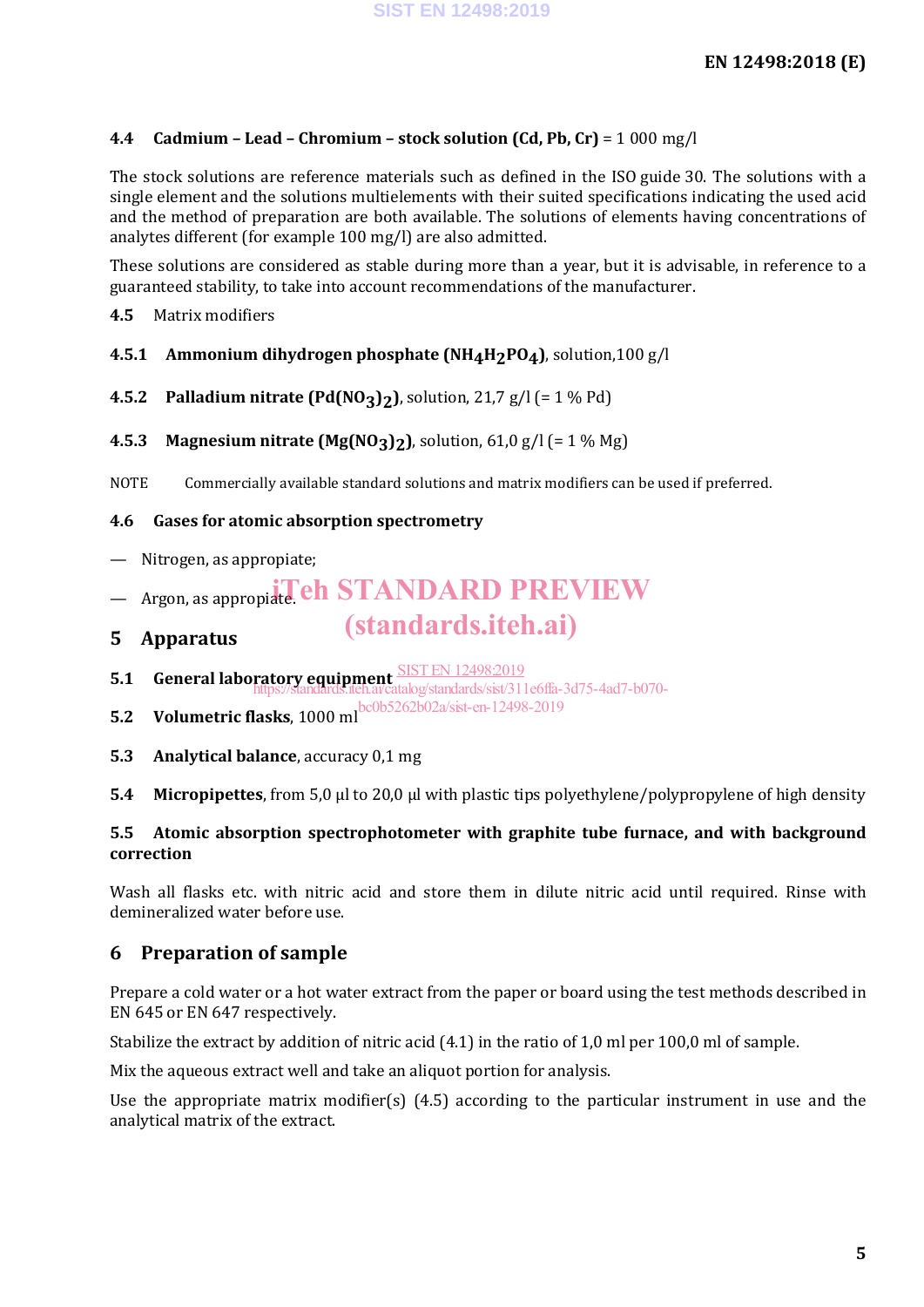### 4.4 Cadmium – Lead – Chromium – stock solution (Cd, Pb, Cr) = 1 000 mg/l

The stock solutions are reference materials such as defined in the ISO guide 30. The solutions with a single element and the solutions multielements with their suited specifications indicating the used acid and the method of preparation are both available. The solutions of elements having concentrations of analytes different (for example 100 mg/l) are also admitted.

These solutions are considered as stable during more than a year, but it is advisable, in reference to a guaranteed stability, to take into account recommendations of the manufacturer.

### 4.5 Matrix modifiers

#### 4.5.1 Ammonium dihydrogen phosphate ($NH_4H_2PO_4$), solution,100 g/l

#### 4.5.2 Palladium nitrate ($Pd(NO_3)_2$), solution, 21,7 g/l (= 1 % Pd)

#### 4.5.3 Magnesium nitrate ($Mg(NO_3)_2$), solution, 61,0 g/l (= 1 % Mg)

NOTE Commercially available standard solutions and matrix modifiers can be used if preferred.

### 4.6 Gases for atomic absorption spectrometry

— Nitrogen, as appropiate;

— Argon, as appropiate.

## 5 Apparatus

### 5.1 General laboratory equipment

### 5.2 Volumetric flasks, 1000 ml

### 5.3 Analytical balance, accuracy 0,1 mg

### 5.4 Micropipettes, from 5,0 µl to 20,0 µl with plastic tips polyethylene/polypropylene of high density

### 5.5 Atomic absorption spectrophotometer with graphite tube furnace, and with background correction

Wash all flasks etc. with nitric acid and store them in dilute nitric acid until required. Rinse with demineralized water before use.

## 6 Preparation of sample

Prepare a cold water or a hot water extract from the paper or board using the test methods described in EN 645 or EN 647 respectively.

Stabilize the extract by addition of nitric acid (4.1) in the ratio of 1,0 ml per 100,0 ml of sample.

Mix the aqueous extract well and take an aliquot portion for analysis.

Use the appropriate matrix modifier(s) (4.5) according to the particular instrument in use and the analytical matrix of the extract.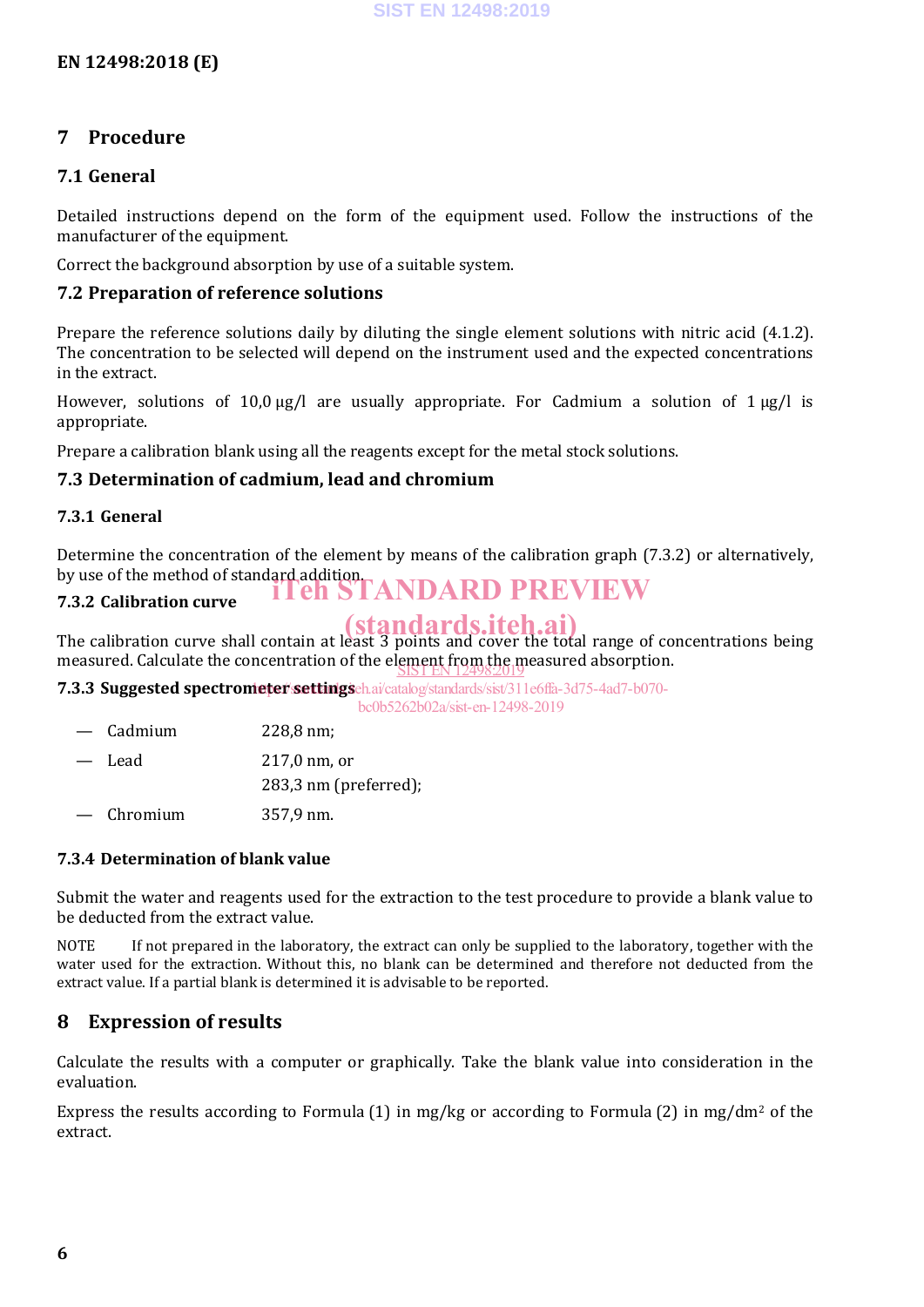# 7 Procedure

## 7.1 General

Detailed instructions depend on the form of the equipment used. Follow the instructions of the manufacturer of the equipment.

Correct the background absorption by use of a suitable system.

## 7.2 Preparation of reference solutions

Prepare the reference solutions daily by diluting the single element solutions with nitric acid (4.1.2). The concentration to be selected will depend on the instrument used and the expected concentrations in the extract.

However, solutions of 10,0 µg/l are usually appropriate. For Cadmium a solution of 1 µg/l is appropriate.

Prepare a calibration blank using all the reagents except for the metal stock solutions.

## 7.3 Determination of cadmium, lead and chromium

### 7.3.1 General

Determine the concentration of the element by means of the calibration graph (7.3.2) or alternatively, by use of the method of standard addition.

### 7.3.2 Calibration curve

The calibration curve shall contain at least 3 points and cover the total range of concentrations being measured. Calculate the concentration of the element from the measured absorption.

### 7.3.3 Suggested spectrometer settings

| | |
|---|---|
| — Cadmium | 228,8 nm; |
| — Lead | 217,0 nm, or<br>283,3 nm (preferred); |
| — Chromium | 357,9 nm. |

### 7.3.4 Determination of blank value

Submit the water and reagents used for the extraction to the test procedure to provide a blank value to be deducted from the extract value.

NOTE If not prepared in the laboratory, the extract can only be supplied to the laboratory, together with the water used for the extraction. Without this, no blank can be determined and therefore not deducted from the extract value. If a partial blank is determined it is advisable to be reported.

# 8 Expression of results

Calculate the results with a computer or graphically. Take the blank value into consideration in the evaluation.

Express the results according to Formula (1) in mg/kg or according to Formula (2) in mg/dm$^2$ of the extract.